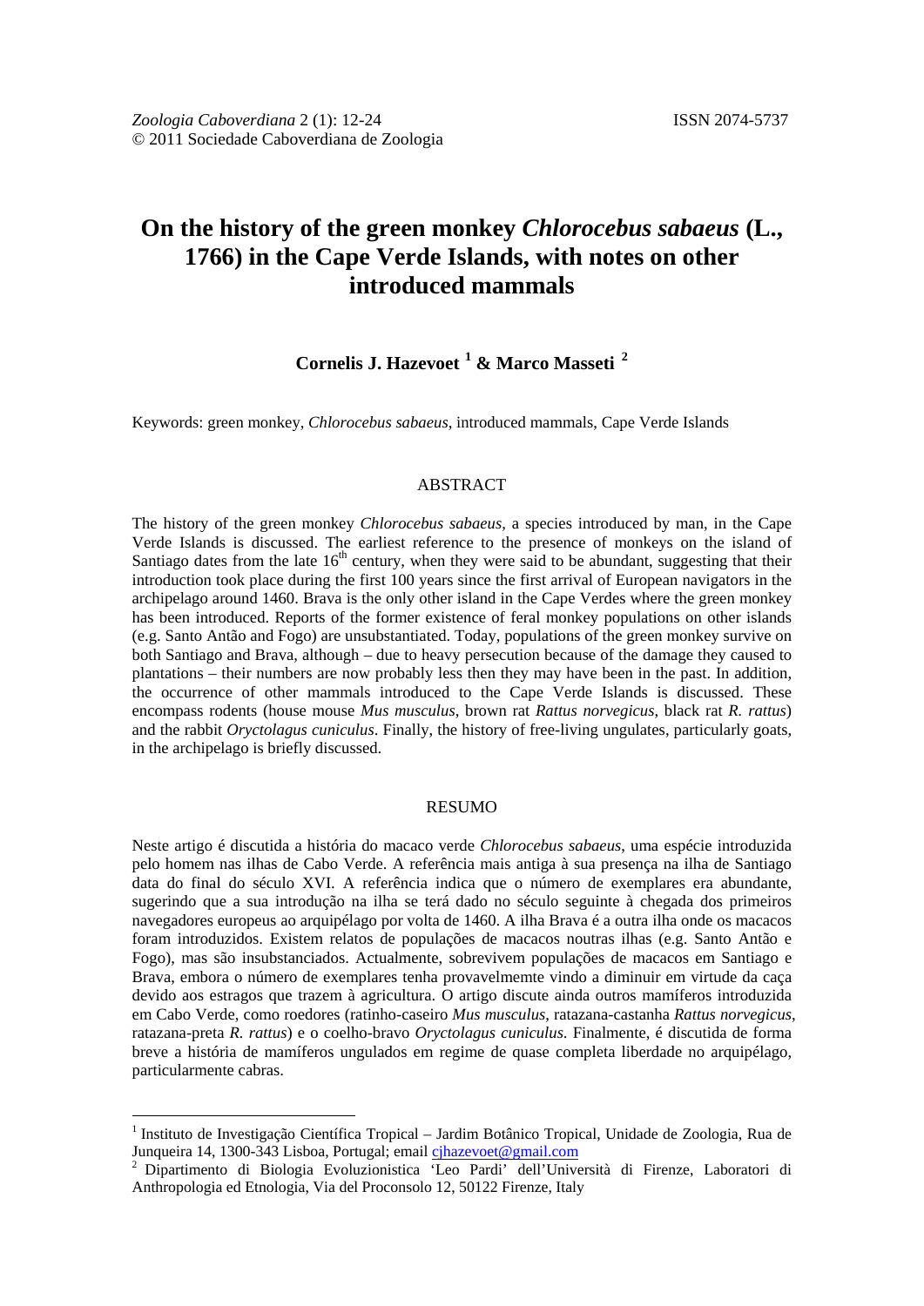*Zoologia Caboverdiana* 2 (1): 12-24 ISSN 2074-5737
© 2011 Sociedade Caboverdiana de Zoologia

# On the history of the green monkey *Chlorocebus sabaeus* (L., 1766) in the Cape Verde Islands, with notes on other introduced mammals

**Cornelis J. Hazevoet [1] & Marco Masseti [2]**

Keywords: green monkey, *Chlorocebus sabaeus*, introduced mammals, Cape Verde Islands

## ABSTRACT

The history of the green monkey *Chlorocebus sabaeus*, a species introduced by man, in the Cape Verde Islands is discussed. The earliest reference to the presence of monkeys on the island of Santiago dates from the late 16th century, when they were said to be abundant, suggesting that their introduction took place during the first 100 years since the first arrival of European navigators in the archipelago around 1460. Brava is the only other island in the Cape Verdes where the green monkey has been introduced. Reports of the former existence of feral monkey populations on other islands (e.g. Santo Antão and Fogo) are unsubstantiated. Today, populations of the green monkey survive on both Santiago and Brava, although – due to heavy persecution because of the damage they caused to plantations – their numbers are now probably less then they may have been in the past. In addition, the occurrence of other mammals introduced to the Cape Verde Islands is discussed. These encompass rodents (house mouse *Mus musculus*, brown rat *Rattus norvegicus*, black rat *R. rattus*) and the rabbit *Oryctolagus cuniculus*. Finally, the history of free-living ungulates, particularly goats, in the archipelago is briefly discussed.

## RESUMO

Neste artigo é discutida a história do macaco verde *Chlorocebus sabaeus*, uma espécie introduzida pelo homem nas ilhas de Cabo Verde. A referência mais antiga à sua presença na ilha de Santiago data do final do século XVI. A referência indica que o número de exemplares era abundante, sugerindo que a sua introdução na ilha se terá dado no século seguinte à chegada dos primeiros navegadores europeus ao arquipélago por volta de 1460. A ilha Brava é a outra ilha onde os macacos foram introduzidos. Existem relatos de populações de macacos noutras ilhas (e.g. Santo Antão e Fogo), mas são insubstanciados. Actualmente, sobrevivem populações de macacos em Santiago e Brava, embora o número de exemplares tenha provavelmemte vindo a diminuir em virtude da caça devido aos estragos que trazem à agricultura. O artigo discute ainda outros mamíferos introduzida em Cabo Verde, como roedores (ratinho-caseiro *Mus musculus*, ratazana-castanha *Rattus norvegicus*, ratazana-preta *R. rattus*) e o coelho-bravo *Oryctolagus cuniculus*. Finalmente, é discutida de forma breve a história de mamíferos ungulados em regime de quase completa liberdade no arquipélago, particularmente cabras.

---

[1] Instituto de Investigação Científica Tropical – Jardim Botânico Tropical, Unidade de Zoologia, Rua de Junqueira 14, 1300-343 Lisboa, Portugal; email cjhazevoet@gmail.com

[2] Dipartimento di Biologia Evoluzionistica 'Leo Pardi' dell'Università di Firenze, Laboratori di Anthropologia ed Etnologia, Via del Proconsolo 12, 50122 Firenze, Italy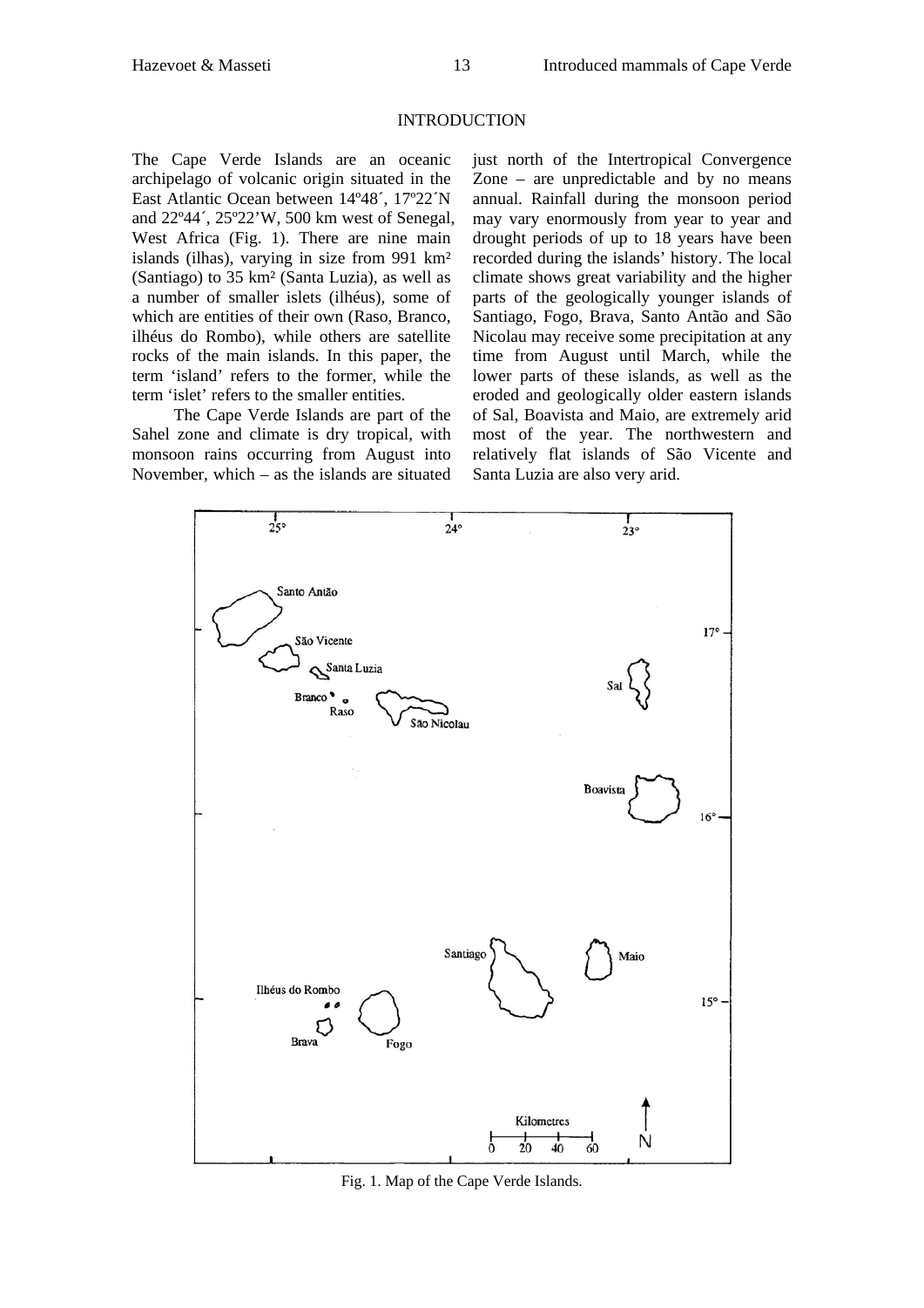## INTRODUCTION

The Cape Verde Islands are an oceanic archipelago of volcanic origin situated in the East Atlantic Ocean between 14º48´, 17º22´N and 22º44´, 25º22'W, 500 km west of Senegal, West Africa (Fig. 1). There are nine main islands (ilhas), varying in size from 991 km² (Santiago) to 35 km² (Santa Luzia), as well as a number of smaller islets (ilhéus), some of which are entities of their own (Raso, Branco, ilhéus do Rombo), while others are satellite rocks of the main islands. In this paper, the term 'island' refers to the former, while the term 'islet' refers to the smaller entities.

The Cape Verde Islands are part of the Sahel zone and climate is dry tropical, with monsoon rains occurring from August into November, which – as the islands are situated just north of the Intertropical Convergence Zone – are unpredictable and by no means annual. Rainfall during the monsoon period may vary enormously from year to year and drought periods of up to 18 years have been recorded during the islands' history. The local climate shows great variability and the higher parts of the geologically younger islands of Santiago, Fogo, Brava, Santo Antão and São Nicolau may receive some precipitation at any time from August until March, while the lower parts of these islands, as well as the eroded and geologically older eastern islands of Sal, Boavista and Maio, are extremely arid most of the year. The northwestern and relatively flat islands of São Vicente and Santa Luzia are also very arid.

Fig. 1. Map of the Cape Verde Islands.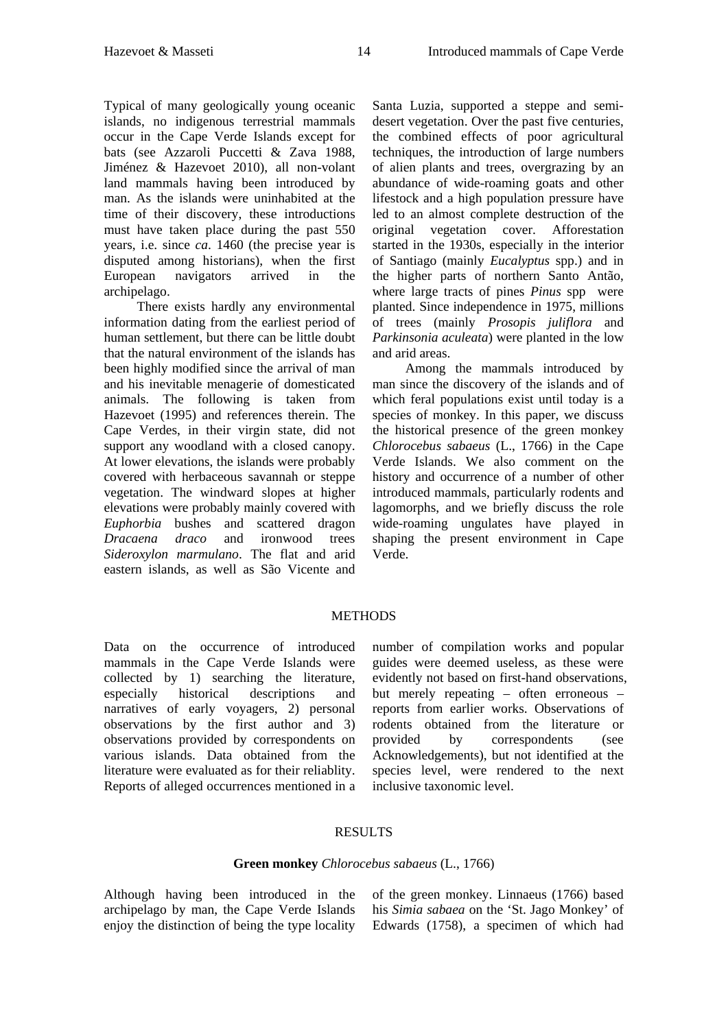Typical of many geologically young oceanic islands, no indigenous terrestrial mammals occur in the Cape Verde Islands except for bats (see Azzaroli Puccetti & Zava 1988, Jiménez & Hazevoet 2010), all non-volant land mammals having been introduced by man. As the islands were uninhabited at the time of their discovery, these introductions must have taken place during the past 550 years, i.e. since *ca*. 1460 (the precise year is disputed among historians), when the first European navigators arrived in the archipelago.

There exists hardly any environmental information dating from the earliest period of human settlement, but there can be little doubt that the natural environment of the islands has been highly modified since the arrival of man and his inevitable menagerie of domesticated animals. The following is taken from Hazevoet (1995) and references therein. The Cape Verdes, in their virgin state, did not support any woodland with a closed canopy. At lower elevations, the islands were probably covered with herbaceous savannah or steppe vegetation. The windward slopes at higher elevations were probably mainly covered with *Euphorbia* bushes and scattered dragon *Dracaena draco* and ironwood trees *Sideroxylon marmulano*. The flat and arid eastern islands, as well as São Vicente and Santa Luzia, supported a steppe and semi-desert vegetation. Over the past five centuries, the combined effects of poor agricultural techniques, the introduction of large numbers of alien plants and trees, overgrazing by an abundance of wide-roaming goats and other lifestock and a high population pressure have led to an almost complete destruction of the original vegetation cover. Afforestation started in the 1930s, especially in the interior of Santiago (mainly *Eucalyptus* spp.) and in the higher parts of northern Santo Antão, where large tracts of pines *Pinus* spp were planted. Since independence in 1975, millions of trees (mainly *Prosopis juliflora* and *Parkinsonia aculeata*) were planted in the low and arid areas.

Among the mammals introduced by man since the discovery of the islands and of which feral populations exist until today is a species of monkey. In this paper, we discuss the historical presence of the green monkey *Chlorocebus sabaeus* (L., 1766) in the Cape Verde Islands. We also comment on the history and occurrence of a number of other introduced mammals, particularly rodents and lagomorphs, and we briefly discuss the role wide-roaming ungulates have played in shaping the present environment in Cape Verde.

## METHODS

Data on the occurrence of introduced mammals in the Cape Verde Islands were collected by 1) searching the literature, especially historical descriptions and narratives of early voyagers, 2) personal observations by the first author and 3) observations provided by correspondents on various islands. Data obtained from the literature were evaluated as for their reliablity. Reports of alleged occurrences mentioned in a number of compilation works and popular guides were deemed useless, as these were evidently not based on first-hand observations, but merely repeating – often erroneous – reports from earlier works. Observations of rodents obtained from the literature or provided by correspondents (see Acknowledgements), but not identified at the species level, were rendered to the next inclusive taxonomic level.

## RESULTS

### **Green monkey** *Chlorocebus sabaeus* (L., 1766)

Although having been introduced in the archipelago by man, the Cape Verde Islands enjoy the distinction of being the type locality of the green monkey. Linnaeus (1766) based his *Simia sabaea* on the 'St. Jago Monkey' of Edwards (1758), a specimen of which had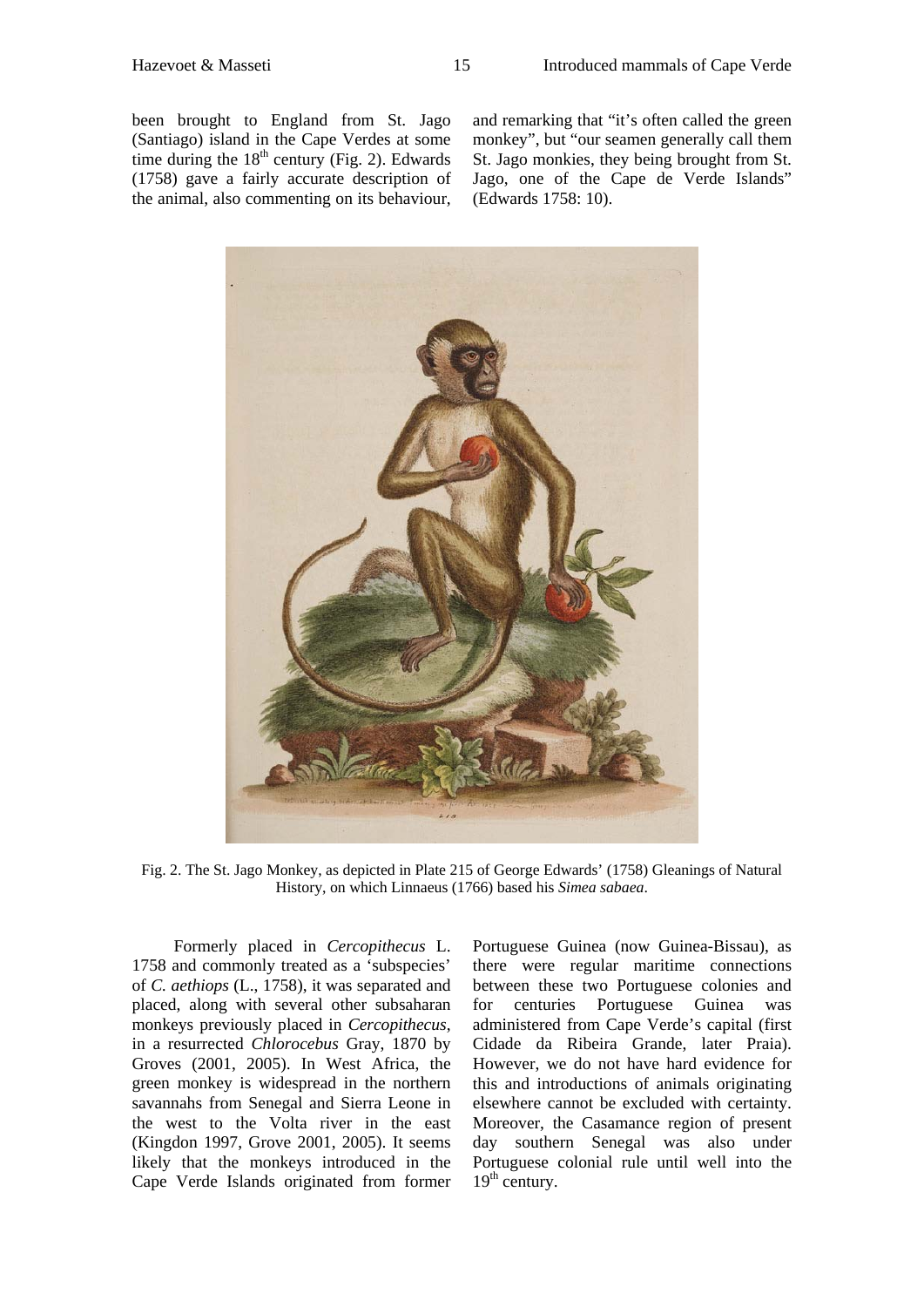been brought to England from St. Jago (Santiago) island in the Cape Verdes at some time during the 18th century (Fig. 2). Edwards (1758) gave a fairly accurate description of the animal, also commenting on its behaviour, and remarking that "it's often called the green monkey", but "our seamen generally call them St. Jago monkies, they being brought from St. Jago, one of the Cape de Verde Islands" (Edwards 1758: 10).

Fig. 2. The St. Jago Monkey, as depicted in Plate 215 of George Edwards' (1758) Gleanings of Natural History, on which Linnaeus (1766) based his *Simea sabaea*.

Formerly placed in *Cercopithecus* L. 1758 and commonly treated as a 'subspecies' of *C. aethiops* (L., 1758), it was separated and placed, along with several other subsaharan monkeys previously placed in *Cercopithecus*, in a resurrected *Chlorocebus* Gray, 1870 by Groves (2001, 2005). In West Africa, the green monkey is widespread in the northern savannahs from Senegal and Sierra Leone in the west to the Volta river in the east (Kingdon 1997, Grove 2001, 2005). It seems likely that the monkeys introduced in the Cape Verde Islands originated from former Portuguese Guinea (now Guinea-Bissau), as there were regular maritime connections between these two Portuguese colonies and for centuries Portuguese Guinea was administered from Cape Verde's capital (first Cidade da Ribeira Grande, later Praia). However, we do not have hard evidence for this and introductions of animals originating elsewhere cannot be excluded with certainty. Moreover, the Casamance region of present day southern Senegal was also under Portuguese colonial rule until well into the 19th century.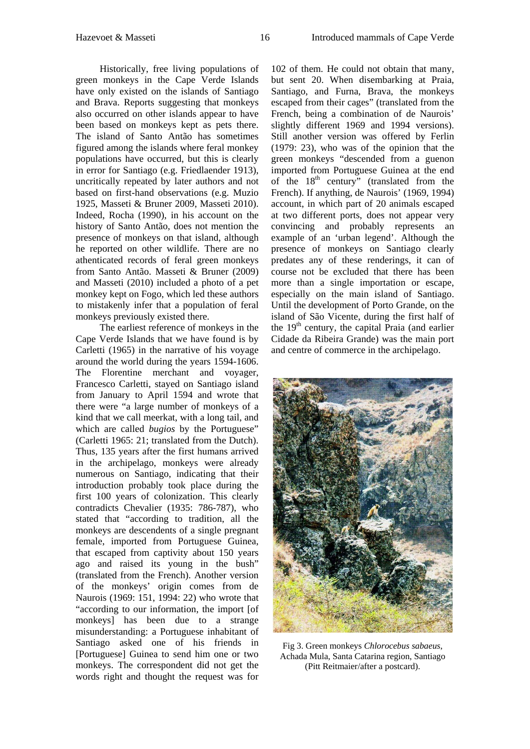Historically, free living populations of green monkeys in the Cape Verde Islands have only existed on the islands of Santiago and Brava. Reports suggesting that monkeys also occurred on other islands appear to have been based on monkeys kept as pets there. The island of Santo Antão has sometimes figured among the islands where feral monkey populations have occurred, but this is clearly in error for Santiago (e.g. Friedlaender 1913), uncritically repeated by later authors and not based on first-hand observations (e.g. Muzio 1925, Masseti & Bruner 2009, Masseti 2010). Indeed, Rocha (1990), in his account on the history of Santo Antão, does not mention the presence of monkeys on that island, although he reported on other wildlife. There are no athenticated records of feral green monkeys from Santo Antão. Masseti & Bruner (2009) and Masseti (2010) included a photo of a pet monkey kept on Fogo, which led these authors to mistakenly infer that a population of feral monkeys previously existed there.

The earliest reference of monkeys in the Cape Verde Islands that we have found is by Carletti (1965) in the narrative of his voyage around the world during the years 1594-1606. The Florentine merchant and voyager, Francesco Carletti, stayed on Santiago island from January to April 1594 and wrote that there were "a large number of monkeys of a kind that we call meerkat, with a long tail, and which are called *bugios* by the Portuguese" (Carletti 1965: 21; translated from the Dutch). Thus, 135 years after the first humans arrived in the archipelago, monkeys were already numerous on Santiago, indicating that their introduction probably took place during the first 100 years of colonization. This clearly contradicts Chevalier (1935: 786-787), who stated that "according to tradition, all the monkeys are descendents of a single pregnant female, imported from Portuguese Guinea, that escaped from captivity about 150 years ago and raised its young in the bush" (translated from the French). Another version of the monkeys' origin comes from de Naurois (1969: 151, 1994: 22) who wrote that "according to our information, the import [of monkeys] has been due to a strange misunderstanding: a Portuguese inhabitant of Santiago asked one of his friends in [Portuguese] Guinea to send him one or two monkeys. The correspondent did not get the words right and thought the request was for 102 of them. He could not obtain that many, but sent 20. When disembarking at Praia, Santiago, and Furna, Brava, the monkeys escaped from their cages" (translated from the French, being a combination of de Naurois' slightly different 1969 and 1994 versions). Still another version was offered by Ferlin (1979: 23), who was of the opinion that the green monkeys "descended from a guenon imported from Portuguese Guinea at the end of the 18th century" (translated from the French). If anything, de Naurois' (1969, 1994) account, in which part of 20 animals escaped at two different ports, does not appear very convincing and probably represents an example of an 'urban legend'. Although the presence of monkeys on Santiago clearly predates any of these renderings, it can of course not be excluded that there has been more than a single importation or escape, especially on the main island of Santiago. Until the development of Porto Grande, on the island of São Vicente, during the first half of the 19th century, the capital Praia (and earlier Cidade da Ribeira Grande) was the main port and centre of commerce in the archipelago.

Fig 3. Green monkeys *Chlorocebus sabaeus*, Achada Mula, Santa Catarina region, Santiago (Pitt Reitmaier/after a postcard).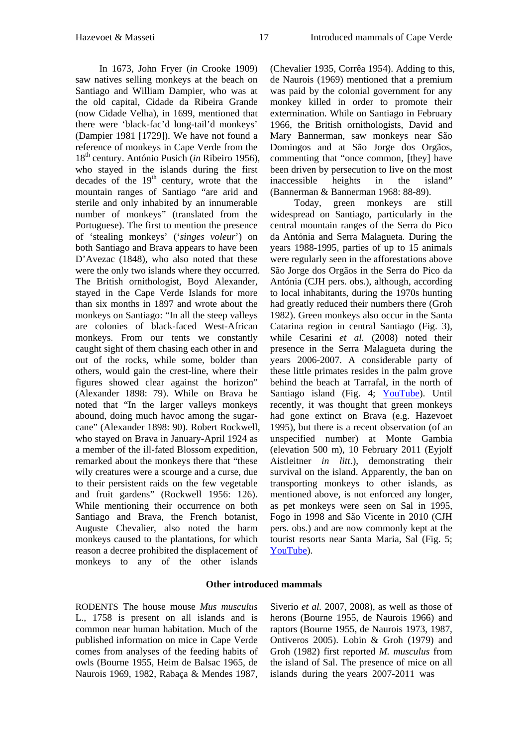In 1673, John Fryer (*in* Crooke 1909) saw natives selling monkeys at the beach on Santiago and William Dampier, who was at the old capital, Cidade da Ribeira Grande (now Cidade Velha), in 1699, mentioned that there were 'black-fac'd long-tail'd monkeys' (Dampier 1981 [1729]). We have not found a reference of monkeys in Cape Verde from the 18th century. António Pusich (*in* Ribeiro 1956), who stayed in the islands during the first decades of the 19th century, wrote that the mountain ranges of Santiago "are arid and sterile and only inhabited by an innumerable number of monkeys" (translated from the Portuguese). The first to mention the presence of 'stealing monkeys' ('*singes voleur*') on both Santiago and Brava appears to have been D'Avezac (1848), who also noted that these were the only two islands where they occurred. The British ornithologist, Boyd Alexander, stayed in the Cape Verde Islands for more than six months in 1897 and wrote about the monkeys on Santiago: "In all the steep valleys are colonies of black-faced West-African monkeys. From our tents we constantly caught sight of them chasing each other in and out of the rocks, while some, bolder than others, would gain the crest-line, where their figures showed clear against the horizon" (Alexander 1898: 79). While on Brava he noted that "In the larger valleys monkeys abound, doing much havoc among the sugar-cane" (Alexander 1898: 90). Robert Rockwell, who stayed on Brava in January-April 1924 as a member of the ill-fated Blossom expedition, remarked about the monkeys there that "these wily creatures were a scourge and a curse, due to their persistent raids on the few vegetable and fruit gardens" (Rockwell 1956: 126). While mentioning their occurrence on both Santiago and Brava, the French botanist, Auguste Chevalier, also noted the harm monkeys caused to the plantations, for which reason a decree prohibited the displacement of monkeys to any of the other islands (Chevalier 1935, Corrêa 1954). Adding to this, de Naurois (1969) mentioned that a premium was paid by the colonial government for any monkey killed in order to promote their extermination. While on Santiago in February 1966, the British ornithologists, David and Mary Bannerman, saw monkeys near São Domingos and at São Jorge dos Orgãos, commenting that "once common, [they] have been driven by persecution to live on the most inaccessible heights in the island" (Bannerman & Bannerman 1968: 88-89).

Today, green monkeys are still widespread on Santiago, particularly in the central mountain ranges of the Serra do Pico da Antónia and Serra Malagueta. During the years 1988-1995, parties of up to 15 animals were regularly seen in the afforestations above São Jorge dos Orgãos in the Serra do Pico da Antónia (CJH pers. obs.), although, according to local inhabitants, during the 1970s hunting had greatly reduced their numbers there (Groh 1982). Green monkeys also occur in the Santa Catarina region in central Santiago (Fig. 3), while Cesarini *et al.* (2008) noted their presence in the Serra Malagueta during the years 2006-2007. A considerable party of these little primates resides in the palm grove behind the beach at Tarrafal, in the north of Santiago island (Fig. 4; YouTube). Until recently, it was thought that green monkeys had gone extinct on Brava (e.g. Hazevoet 1995), but there is a recent observation (of an unspecified number) at Monte Gambia (elevation 500 m), 10 February 2011 (Eyjolf Aistleitner *in litt.*), demonstrating their survival on the island. Apparently, the ban on transporting monkeys to other islands, as mentioned above, is not enforced any longer, as pet monkeys were seen on Sal in 1995, Fogo in 1998 and São Vicente in 2010 (CJH pers. obs.) and are now commonly kept at the tourist resorts near Santa Maria, Sal (Fig. 5; YouTube).

## Other introduced mammals

RODENTS The house mouse *Mus musculus* L., 1758 is present on all islands and is common near human habitation. Much of the published information on mice in Cape Verde comes from analyses of the feeding habits of owls (Bourne 1955, Heim de Balsac 1965, de Naurois 1969, 1982, Rabaça & Mendes 1987, Siverio *et al.* 2007, 2008), as well as those of herons (Bourne 1955, de Naurois 1966) and raptors (Bourne 1955, de Naurois 1973, 1987, Ontiveros 2005). Lobin & Groh (1979) and Groh (1982) first reported *M. musculus* from the island of Sal. The presence of mice on all islands during the years 2007-2011 was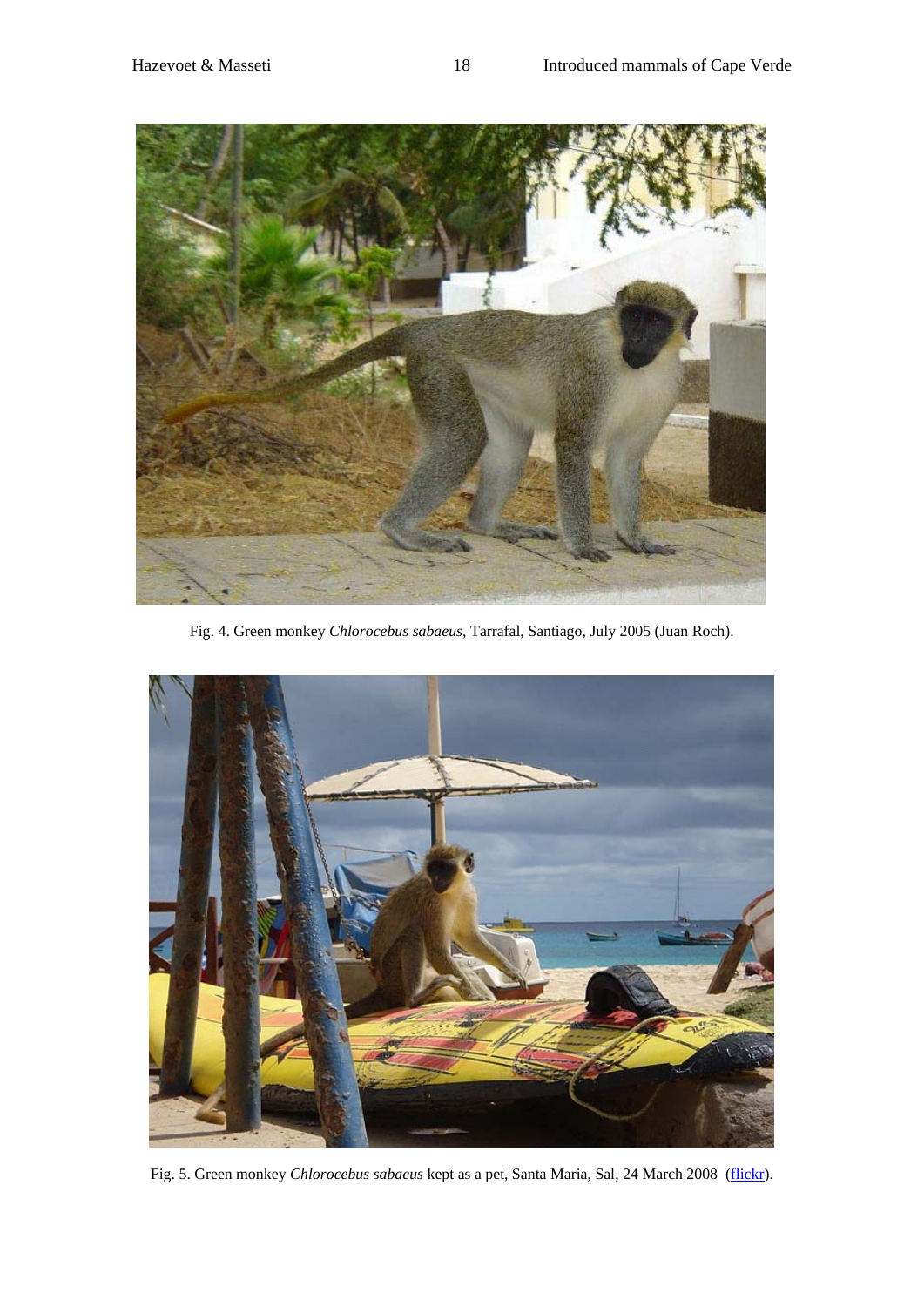Fig. 4. Green monkey *Chlorocebus sabaeus*, Tarrafal, Santiago, July 2005 (Juan Roch).

Fig. 5. Green monkey *Chlorocebus sabaeus* kept as a pet, Santa Maria, Sal, 24 March 2008 (flickr).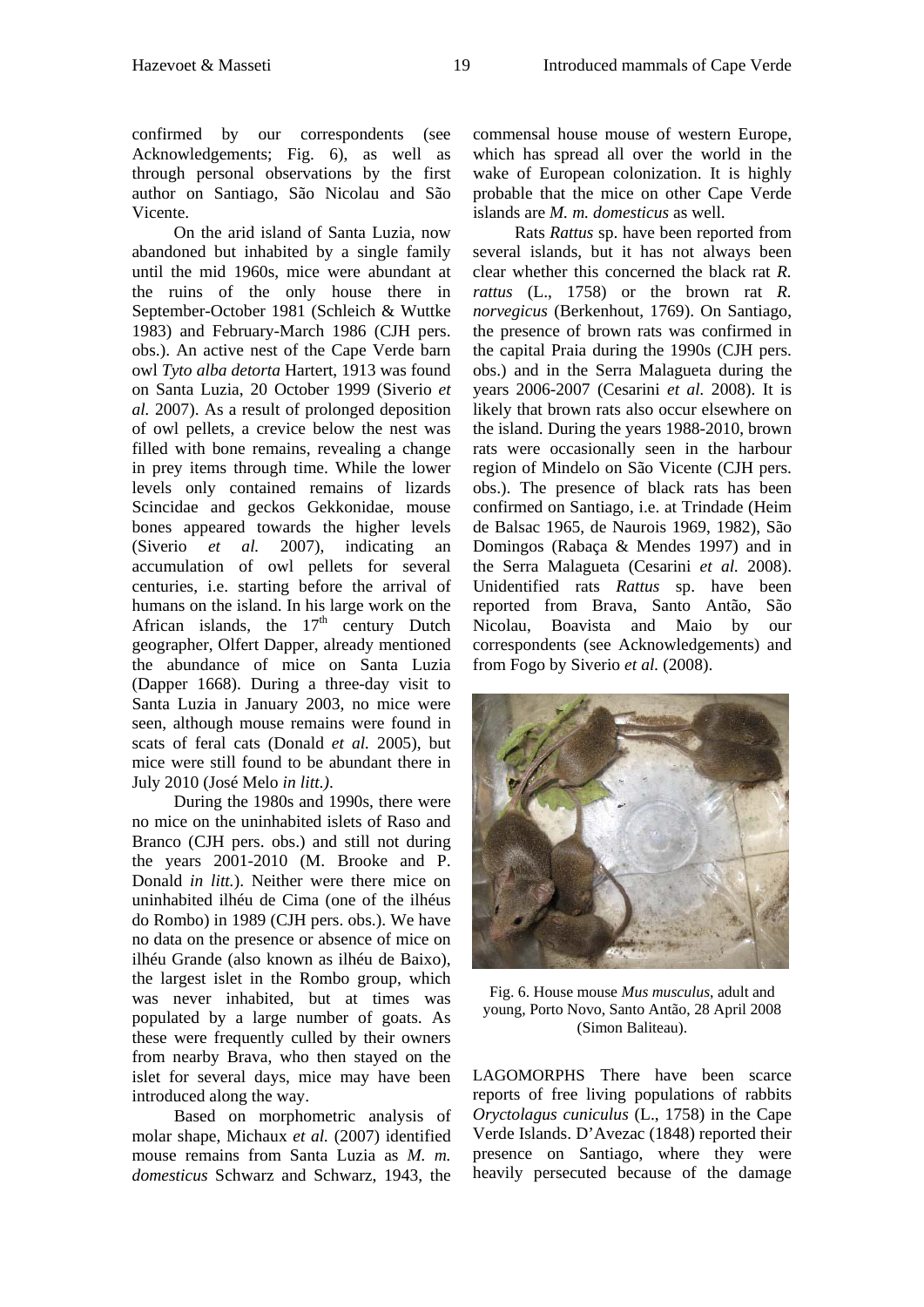confirmed by our correspondents (see Acknowledgements; Fig. 6), as well as through personal observations by the first author on Santiago, São Nicolau and São Vicente.

On the arid island of Santa Luzia, now abandoned but inhabited by a single family until the mid 1960s, mice were abundant at the ruins of the only house there in September-October 1981 (Schleich & Wuttke 1983) and February-March 1986 (CJH pers. obs.). An active nest of the Cape Verde barn owl *Tyto alba detorta* Hartert, 1913 was found on Santa Luzia, 20 October 1999 (Siverio *et al.* 2007). As a result of prolonged deposition of owl pellets, a crevice below the nest was filled with bone remains, revealing a change in prey items through time. While the lower levels only contained remains of lizards Scincidae and geckos Gekkonidae, mouse bones appeared towards the higher levels (Siverio *et al.* 2007), indicating an accumulation of owl pellets for several centuries, i.e. starting before the arrival of humans on the island. In his large work on the African islands, the 17th century Dutch geographer, Olfert Dapper, already mentioned the abundance of mice on Santa Luzia (Dapper 1668). During a three-day visit to Santa Luzia in January 2003, no mice were seen, although mouse remains were found in scats of feral cats (Donald *et al.* 2005), but mice were still found to be abundant there in July 2010 (José Melo *in litt.)*.

During the 1980s and 1990s, there were no mice on the uninhabited islets of Raso and Branco (CJH pers. obs.) and still not during the years 2001-2010 (M. Brooke and P. Donald *in litt.*). Neither were there mice on uninhabited ilhéu de Cima (one of the ilhéus do Rombo) in 1989 (CJH pers. obs.). We have no data on the presence or absence of mice on ilhéu Grande (also known as ilhéu de Baixo), the largest islet in the Rombo group, which was never inhabited, but at times was populated by a large number of goats. As these were frequently culled by their owners from nearby Brava, who then stayed on the islet for several days, mice may have been introduced along the way.

Based on morphometric analysis of molar shape, Michaux *et al.* (2007) identified mouse remains from Santa Luzia as *M. m. domesticus* Schwarz and Schwarz, 1943, the commensal house mouse of western Europe, which has spread all over the world in the wake of European colonization. It is highly probable that the mice on other Cape Verde islands are *M. m. domesticus* as well.

Rats *Rattus* sp. have been reported from several islands, but it has not always been clear whether this concerned the black rat *R. rattus* (L., 1758) or the brown rat *R. norvegicus* (Berkenhout, 1769). On Santiago, the presence of brown rats was confirmed in the capital Praia during the 1990s (CJH pers. obs.) and in the Serra Malagueta during the years 2006-2007 (Cesarini *et al.* 2008). It is likely that brown rats also occur elsewhere on the island. During the years 1988-2010, brown rats were occasionally seen in the harbour region of Mindelo on São Vicente (CJH pers. obs.). The presence of black rats has been confirmed on Santiago, i.e. at Trindade (Heim de Balsac 1965, de Naurois 1969, 1982), São Domingos (Rabaça & Mendes 1997) and in the Serra Malagueta (Cesarini *et al.* 2008). Unidentified rats *Rattus* sp. have been reported from Brava, Santo Antão, São Nicolau, Boavista and Maio by our correspondents (see Acknowledgements) and from Fogo by Siverio *et al.* (2008).

Fig. 6. House mouse *Mus musculus*, adult and young, Porto Novo, Santo Antão, 28 April 2008 (Simon Baliteau).

LAGOMORPHS There have been scarce reports of free living populations of rabbits *Oryctolagus cuniculus* (L., 1758) in the Cape Verde Islands. D'Avezac (1848) reported their presence on Santiago, where they were heavily persecuted because of the damage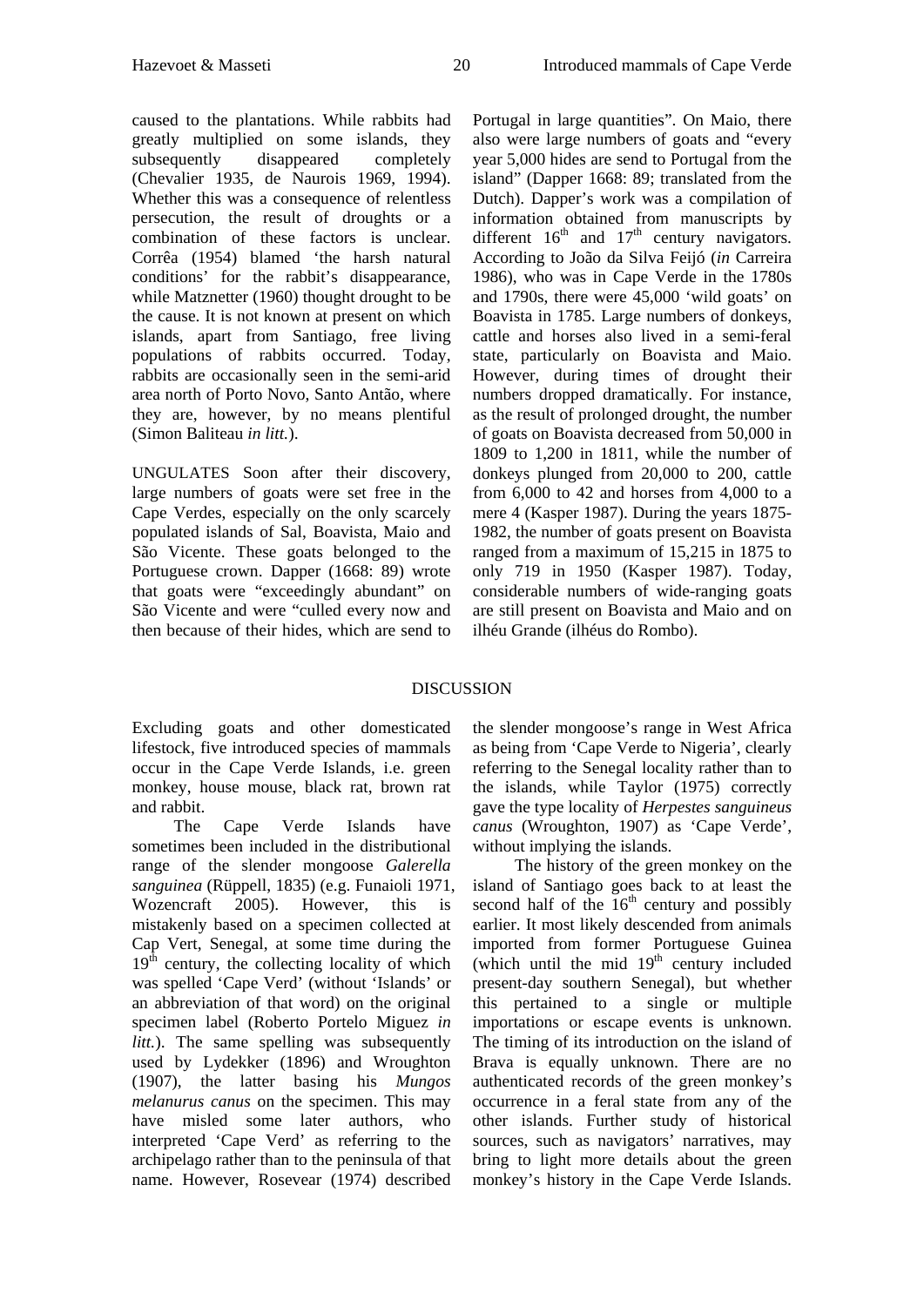caused to the plantations. While rabbits had greatly multiplied on some islands, they subsequently disappeared completely (Chevalier 1935, de Naurois 1969, 1994). Whether this was a consequence of relentless persecution, the result of droughts or a combination of these factors is unclear. Corrêa (1954) blamed 'the harsh natural conditions' for the rabbit's disappearance, while Matznetter (1960) thought drought to be the cause. It is not known at present on which islands, apart from Santiago, free living populations of rabbits occurred. Today, rabbits are occasionally seen in the semi-arid area north of Porto Novo, Santo Antão, where they are, however, by no means plentiful (Simon Baliteau *in litt.*).

UNGULATES Soon after their discovery, large numbers of goats were set free in the Cape Verdes, especially on the only scarcely populated islands of Sal, Boavista, Maio and São Vicente. These goats belonged to the Portuguese crown. Dapper (1668: 89) wrote that goats were "exceedingly abundant" on São Vicente and were "culled every now and then because of their hides, which are send to Portugal in large quantities". On Maio, there also were large numbers of goats and "every year 5,000 hides are send to Portugal from the island" (Dapper 1668: 89; translated from the Dutch). Dapper's work was a compilation of information obtained from manuscripts by different 16th and 17th century navigators. According to João da Silva Feijó (*in* Carreira 1986), who was in Cape Verde in the 1780s and 1790s, there were 45,000 'wild goats' on Boavista in 1785. Large numbers of donkeys, cattle and horses also lived in a semi-feral state, particularly on Boavista and Maio. However, during times of drought their numbers dropped dramatically. For instance, as the result of prolonged drought, the number of goats on Boavista decreased from 50,000 in 1809 to 1,200 in 1811, while the number of donkeys plunged from 20,000 to 200, cattle from 6,000 to 42 and horses from 4,000 to a mere 4 (Kasper 1987). During the years 1875-1982, the number of goats present on Boavista ranged from a maximum of 15,215 in 1875 to only 719 in 1950 (Kasper 1987). Today, considerable numbers of wide-ranging goats are still present on Boavista and Maio and on ilhéu Grande (ilhéus do Rombo).

## DISCUSSION

Excluding goats and other domesticated lifestock, five introduced species of mammals occur in the Cape Verde Islands, i.e. green monkey, house mouse, black rat, brown rat and rabbit.

The Cape Verde Islands have sometimes been included in the distributional range of the slender mongoose *Galerella sanguinea* (Rüppell, 1835) (e.g. Funaioli 1971, Wozencraft 2005). However, this is mistakenly based on a specimen collected at Cap Vert, Senegal, at some time during the 19th century, the collecting locality of which was spelled 'Cape Verd' (without 'Islands' or an abbreviation of that word) on the original specimen label (Roberto Portelo Miguez *in litt.*). The same spelling was subsequently used by Lydekker (1896) and Wroughton (1907), the latter basing his *Mungos melanurus canus* on the specimen. This may have misled some later authors, who interpreted 'Cape Verd' as referring to the archipelago rather than to the peninsula of that name. However, Rosevear (1974) described the slender mongoose's range in West Africa as being from 'Cape Verde to Nigeria', clearly referring to the Senegal locality rather than to the islands, while Taylor (1975) correctly gave the type locality of *Herpestes sanguineus canus* (Wroughton, 1907) as 'Cape Verde', without implying the islands.

The history of the green monkey on the island of Santiago goes back to at least the second half of the 16th century and possibly earlier. It most likely descended from animals imported from former Portuguese Guinea (which until the mid 19th century included present-day southern Senegal), but whether this pertained to a single or multiple importations or escape events is unknown. The timing of its introduction on the island of Brava is equally unknown. There are no authenticated records of the green monkey's occurrence in a feral state from any of the other islands. Further study of historical sources, such as navigators' narratives, may bring to light more details about the green monkey's history in the Cape Verde Islands.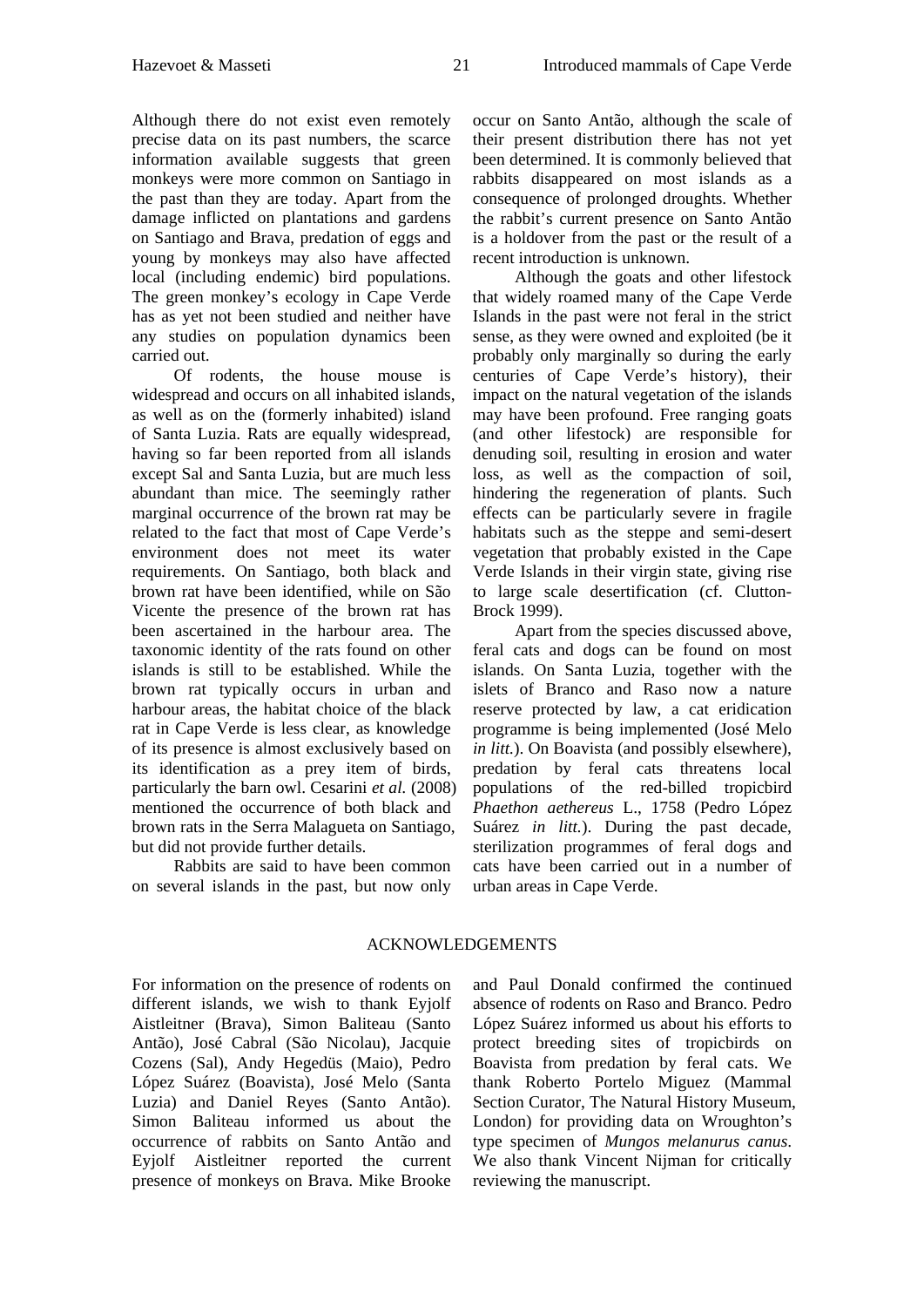Although there do not exist even remotely precise data on its past numbers, the scarce information available suggests that green monkeys were more common on Santiago in the past than they are today. Apart from the damage inflicted on plantations and gardens on Santiago and Brava, predation of eggs and young by monkeys may also have affected local (including endemic) bird populations. The green monkey's ecology in Cape Verde has as yet not been studied and neither have any studies on population dynamics been carried out.

Of rodents, the house mouse is widespread and occurs on all inhabited islands, as well as on the (formerly inhabited) island of Santa Luzia. Rats are equally widespread, having so far been reported from all islands except Sal and Santa Luzia, but are much less abundant than mice. The seemingly rather marginal occurrence of the brown rat may be related to the fact that most of Cape Verde's environment does not meet its water requirements. On Santiago, both black and brown rat have been identified, while on São Vicente the presence of the brown rat has been ascertained in the harbour area. The taxonomic identity of the rats found on other islands is still to be established. While the brown rat typically occurs in urban and harbour areas, the habitat choice of the black rat in Cape Verde is less clear, as knowledge of its presence is almost exclusively based on its identification as a prey item of birds, particularly the barn owl. Cesarini *et al.* (2008) mentioned the occurrence of both black and brown rats in the Serra Malagueta on Santiago, but did not provide further details.

Rabbits are said to have been common on several islands in the past, but now only occur on Santo Antão, although the scale of their present distribution there has not yet been determined. It is commonly believed that rabbits disappeared on most islands as a consequence of prolonged droughts. Whether the rabbit's current presence on Santo Antão is a holdover from the past or the result of a recent introduction is unknown.

Although the goats and other lifestock that widely roamed many of the Cape Verde Islands in the past were not feral in the strict sense, as they were owned and exploited (be it probably only marginally so during the early centuries of Cape Verde's history), their impact on the natural vegetation of the islands may have been profound. Free ranging goats (and other lifestock) are responsible for denuding soil, resulting in erosion and water loss, as well as the compaction of soil, hindering the regeneration of plants. Such effects can be particularly severe in fragile habitats such as the steppe and semi-desert vegetation that probably existed in the Cape Verde Islands in their virgin state, giving rise to large scale desertification (cf. Clutton-Brock 1999).

Apart from the species discussed above, feral cats and dogs can be found on most islands. On Santa Luzia, together with the islets of Branco and Raso now a nature reserve protected by law, a cat eridication programme is being implemented (José Melo *in litt.*). On Boavista (and possibly elsewhere), predation by feral cats threatens local populations of the red-billed tropicbird *Phaethon aethereus* L., 1758 (Pedro López Suárez *in litt.*). During the past decade, sterilization programmes of feral dogs and cats have been carried out in a number of urban areas in Cape Verde.

## ACKNOWLEDGEMENTS

For information on the presence of rodents on different islands, we wish to thank Eyjolf Aistleitner (Brava), Simon Baliteau (Santo Antão), José Cabral (São Nicolau), Jacquie Cozens (Sal), Andy Hegedüs (Maio), Pedro López Suárez (Boavista), José Melo (Santa Luzia) and Daniel Reyes (Santo Antão). Simon Baliteau informed us about the occurrence of rabbits on Santo Antão and Eyjolf Aistleitner reported the current presence of monkeys on Brava. Mike Brooke and Paul Donald confirmed the continued absence of rodents on Raso and Branco. Pedro López Suárez informed us about his efforts to protect breeding sites of tropicbirds on Boavista from predation by feral cats. We thank Roberto Portelo Miguez (Mammal Section Curator, The Natural History Museum, London) for providing data on Wroughton's type specimen of *Mungos melanurus canus*. We also thank Vincent Nijman for critically reviewing the manuscript.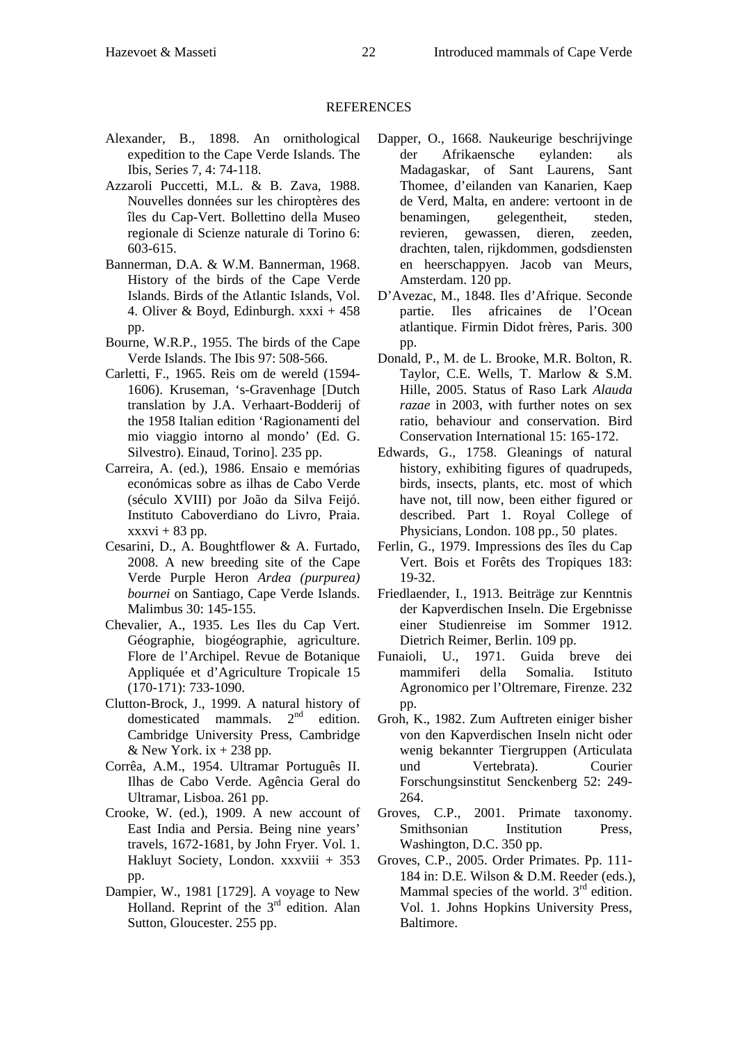## REFERENCES

Alexander, B., 1898. An ornithological expedition to the Cape Verde Islands. The Ibis, Series 7, 4: 74-118.

Azzaroli Puccetti, M.L. & B. Zava, 1988. Nouvelles données sur les chiroptères des îles du Cap-Vert. Bollettino della Museo regionale di Scienze naturale di Torino 6: 603-615.

Bannerman, D.A. & W.M. Bannerman, 1968. History of the birds of the Cape Verde Islands. Birds of the Atlantic Islands, Vol. 4. Oliver & Boyd, Edinburgh. xxxi + 458 pp.

Bourne, W.R.P., 1955. The birds of the Cape Verde Islands. The Ibis 97: 508-566.

Carletti, F., 1965. Reis om de wereld (1594-1606). Kruseman, 's-Gravenhage [Dutch translation by J.A. Verhaart-Bodderij of the 1958 Italian edition 'Ragionamenti del mio viaggio intorno al mondo' (Ed. G. Silvestro). Einaud, Torino]. 235 pp.

Carreira, A. (ed.), 1986. Ensaio e memórias económicas sobre as ilhas de Cabo Verde (século XVIII) por João da Silva Feijó. Instituto Caboverdiano do Livro, Praia. xxxvi + 83 pp.

Cesarini, D., A. Boughtflower & A. Furtado, 2008. A new breeding site of the Cape Verde Purple Heron *Ardea (purpurea) bournei* on Santiago, Cape Verde Islands. Malimbus 30: 145-155.

Chevalier, A., 1935. Les Iles du Cap Vert. Géographie, biogéographie, agriculture. Flore de l'Archipel. Revue de Botanique Appliquée et d'Agriculture Tropicale 15 (170-171): 733-1090.

Clutton-Brock, J., 1999. A natural history of domesticated mammals. 2nd edition. Cambridge University Press, Cambridge & New York. ix + 238 pp.

Corrêa, A.M., 1954. Ultramar Português II. Ilhas de Cabo Verde. Agência Geral do Ultramar, Lisboa. 261 pp.

Crooke, W. (ed.), 1909. A new account of East India and Persia. Being nine years' travels, 1672-1681, by John Fryer. Vol. 1. Hakluyt Society, London. xxxviii + 353 pp.

Dampier, W., 1981 [1729]. A voyage to New Holland. Reprint of the 3rd edition. Alan Sutton, Gloucester. 255 pp.

Dapper, O., 1668. Naukeurige beschrijvinge der Afrikaensche eylanden: als Madagaskar, of Sant Laurens, Sant Thomee, d'eilanden van Kanarien, Kaep de Verd, Malta, en andere: vertoont in de benamingen, gelegentheit, steden, revieren, gewassen, dieren, zeeden, drachten, talen, rijkdommen, godsdiensten en heerschappyen. Jacob van Meurs, Amsterdam. 120 pp.

D'Avezac, M., 1848. Iles d'Afrique. Seconde partie. Iles africaines de l'Ocean atlantique. Firmin Didot frères, Paris. 300 pp.

Donald, P., M. de L. Brooke, M.R. Bolton, R. Taylor, C.E. Wells, T. Marlow & S.M. Hille, 2005. Status of Raso Lark *Alauda razae* in 2003, with further notes on sex ratio, behaviour and conservation. Bird Conservation International 15: 165-172.

Edwards, G., 1758. Gleanings of natural history, exhibiting figures of quadrupeds, birds, insects, plants, etc. most of which have not, till now, been either figured or described. Part 1. Royal College of Physicians, London. 108 pp., 50 plates.

Ferlin, G., 1979. Impressions des îles du Cap Vert. Bois et Forêts des Tropiques 183: 19-32.

Friedlaender, I., 1913. Beiträge zur Kenntnis der Kapverdischen Inseln. Die Ergebnisse einer Studienreise im Sommer 1912. Dietrich Reimer, Berlin. 109 pp.

Funaioli, U., 1971. Guida breve dei mammiferi della Somalia. Istituto Agronomico per l'Oltremare, Firenze. 232 pp.

Groh, K., 1982. Zum Auftreten einiger bisher von den Kapverdischen Inseln nicht oder wenig bekannter Tiergruppen (Articulata und Vertebrata). Courier Forschungsinstitut Senckenberg 52: 249-264.

Groves, C.P., 2001. Primate taxonomy. Smithsonian Institution Press, Washington, D.C. 350 pp.

Groves, C.P., 2005. Order Primates. Pp. 111-184 in: D.E. Wilson & D.M. Reeder (eds.), Mammal species of the world. 3rd edition. Vol. 1. Johns Hopkins University Press, Baltimore.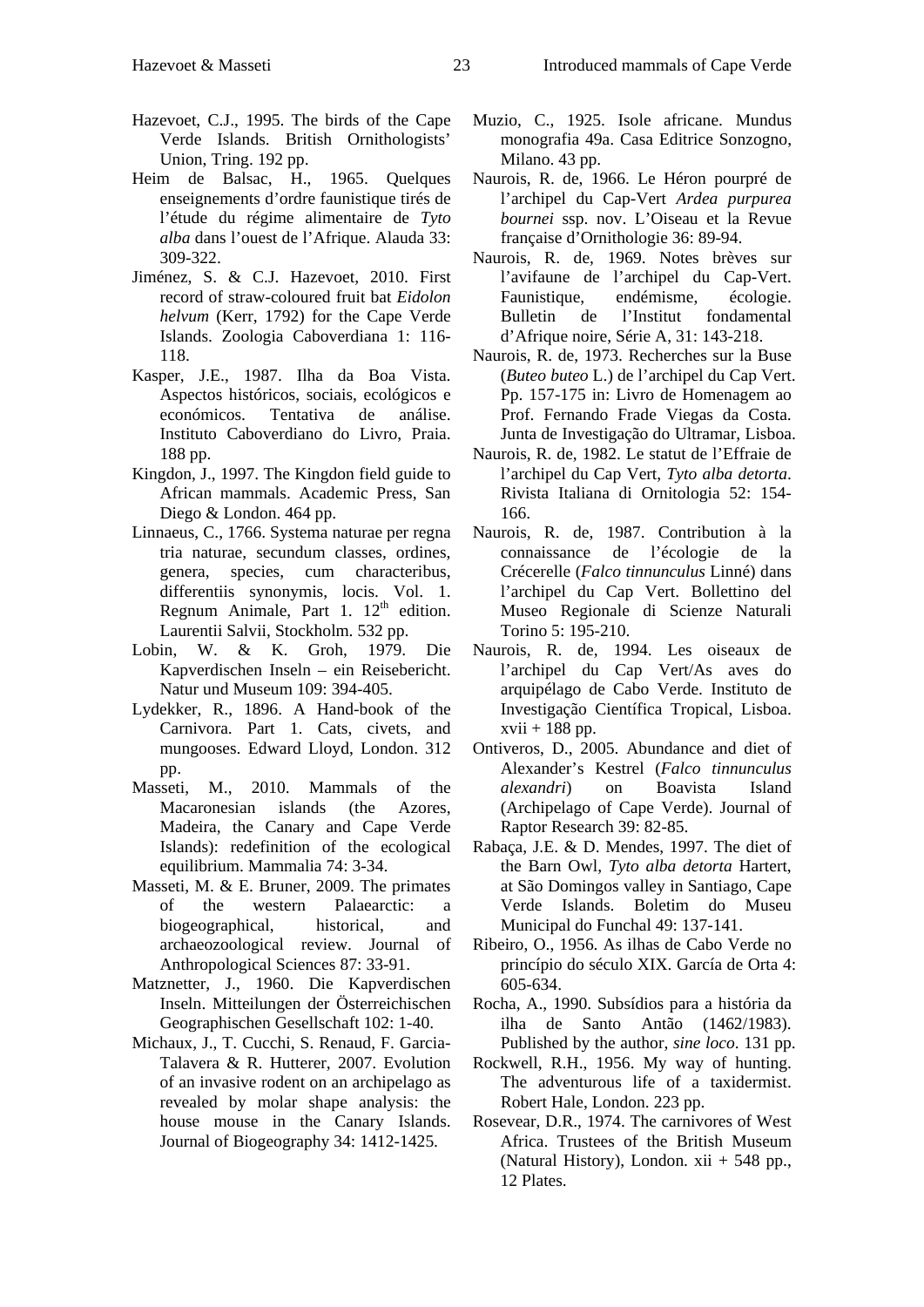Hazevoet, C.J., 1995. The birds of the Cape Verde Islands. British Ornithologists' Union, Tring. 192 pp.

Heim de Balsac, H., 1965. Quelques enseignements d'ordre faunistique tirés de l'étude du régime alimentaire de *Tyto alba* dans l'ouest de l'Afrique. Alauda 33: 309-322.

Jiménez, S. & C.J. Hazevoet, 2010. First record of straw-coloured fruit bat *Eidolon helvum* (Kerr, 1792) for the Cape Verde Islands. Zoologia Caboverdiana 1: 116-118.

Kasper, J.E., 1987. Ilha da Boa Vista. Aspectos históricos, sociais, ecológicos e económicos. Tentativa de análise. Instituto Caboverdiano do Livro, Praia. 188 pp.

Kingdon, J., 1997. The Kingdon field guide to African mammals. Academic Press, San Diego & London. 464 pp.

Linnaeus, C., 1766. Systema naturae per regna tria naturae, secundum classes, ordines, genera, species, cum characteribus, differentiis synonymis, locis. Vol. 1. Regnum Animale, Part 1. 12th edition. Laurentii Salvii, Stockholm. 532 pp.

Lobin, W. & K. Groh, 1979. Die Kapverdischen Inseln – ein Reisebericht. Natur und Museum 109: 394-405.

Lydekker, R., 1896. A Hand-book of the Carnivora. Part 1. Cats, civets, and mungooses. Edward Lloyd, London. 312 pp.

Masseti, M., 2010. Mammals of the Macaronesian islands (the Azores, Madeira, the Canary and Cape Verde Islands): redefinition of the ecological equilibrium. Mammalia 74: 3-34.

Masseti, M. & E. Bruner, 2009. The primates of the western Palaearctic: a biogeographical, historical, and archaeozoological review. Journal of Anthropological Sciences 87: 33-91.

Matznetter, J., 1960. Die Kapverdischen Inseln. Mitteilungen der Österreichischen Geographischen Gesellschaft 102: 1-40.

Michaux, J., T. Cucchi, S. Renaud, F. Garcia-Talavera & R. Hutterer, 2007. Evolution of an invasive rodent on an archipelago as revealed by molar shape analysis: the house mouse in the Canary Islands. Journal of Biogeography 34: 1412-1425.

Muzio, C., 1925. Isole africane. Mundus monografia 49a. Casa Editrice Sonzogno, Milano. 43 pp.

Naurois, R. de, 1966. Le Héron pourpré de l'archipel du Cap-Vert *Ardea purpurea bournei* ssp. nov. L'Oiseau et la Revue française d'Ornithologie 36: 89-94.

Naurois, R. de, 1969. Notes brèves sur l'avifaune de l'archipel du Cap-Vert. Faunistique, endémisme, écologie. Bulletin de l'Institut fondamental d'Afrique noire, Série A, 31: 143-218.

Naurois, R. de, 1973. Recherches sur la Buse (*Buteo buteo* L.) de l'archipel du Cap Vert. Pp. 157-175 in: Livro de Homenagem ao Prof. Fernando Frade Viegas da Costa. Junta de Investigação do Ultramar, Lisboa.

Naurois, R. de, 1982. Le statut de l'Effraie de l'archipel du Cap Vert, *Tyto alba detorta*. Rivista Italiana di Ornitologia 52: 154-166.

Naurois, R. de, 1987. Contribution à la connaissance de l'écologie de la Crécerelle (*Falco tinnunculus* Linné) dans l'archipel du Cap Vert. Bollettino del Museo Regionale di Scienze Naturali Torino 5: 195-210.

Naurois, R. de, 1994. Les oiseaux de l'archipel du Cap Vert/As aves do arquipélago de Cabo Verde. Instituto de Investigação Científica Tropical, Lisboa. xvii + 188 pp.

Ontiveros, D., 2005. Abundance and diet of Alexander's Kestrel (*Falco tinnunculus alexandri*) on Boavista Island (Archipelago of Cape Verde). Journal of Raptor Research 39: 82-85.

Rabaça, J.E. & D. Mendes, 1997. The diet of the Barn Owl, *Tyto alba detorta* Hartert, at São Domingos valley in Santiago, Cape Verde Islands. Boletim do Museu Municipal do Funchal 49: 137-141.

Ribeiro, O., 1956. As ilhas de Cabo Verde no princípio do século XIX. García de Orta 4: 605-634.

Rocha, A., 1990. Subsídios para a história da ilha de Santo Antão (1462/1983). Published by the author, *sine loco*. 131 pp.

Rockwell, R.H., 1956. My way of hunting. The adventurous life of a taxidermist. Robert Hale, London. 223 pp.

Rosevear, D.R., 1974. The carnivores of West Africa. Trustees of the British Museum (Natural History), London. xii + 548 pp., 12 Plates.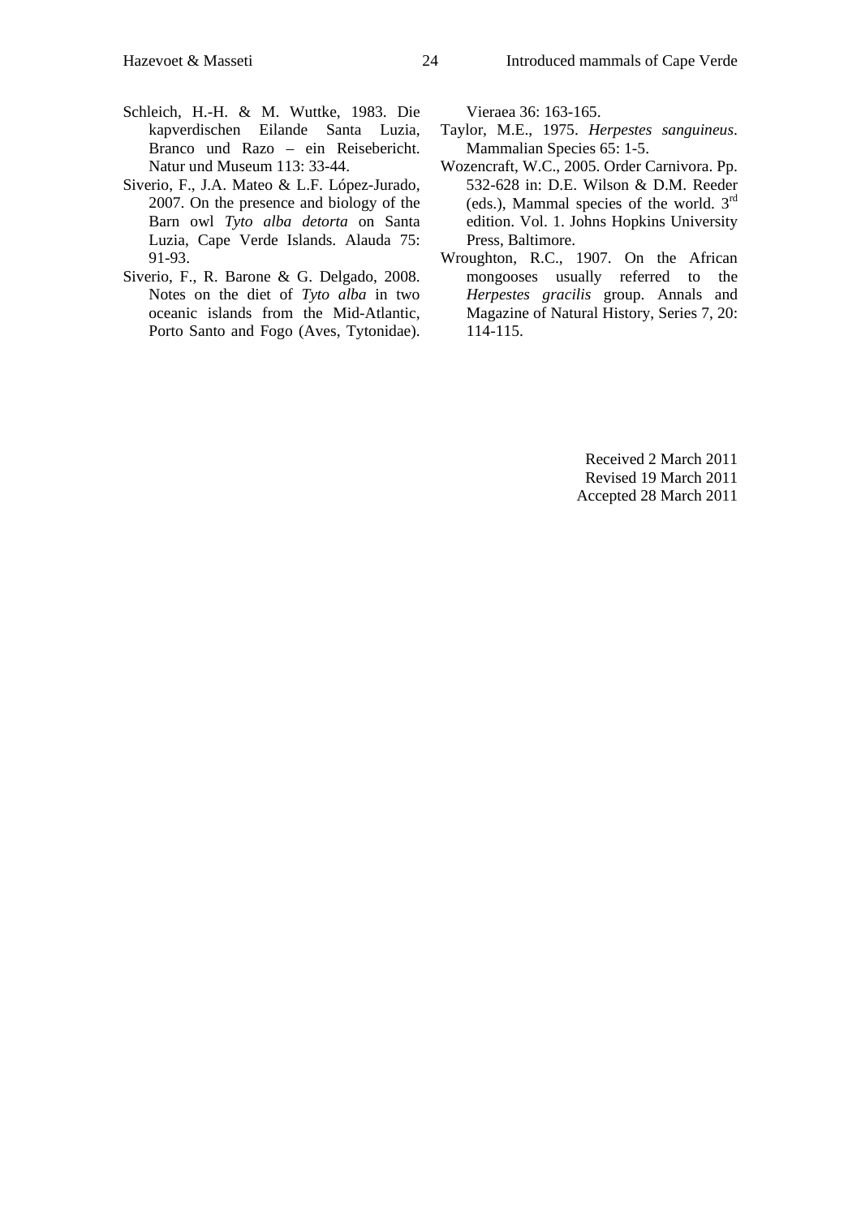Schleich, H.-H. & M. Wuttke, 1983. Die kapverdischen Eilande Santa Luzia, Branco und Razo – ein Reisebericht. Natur und Museum 113: 33-44.

Siverio, F., J.A. Mateo & L.F. López-Jurado, 2007. On the presence and biology of the Barn owl *Tyto alba detorta* on Santa Luzia, Cape Verde Islands. Alauda 75: 91-93.

Siverio, F., R. Barone & G. Delgado, 2008. Notes on the diet of *Tyto alba* in two oceanic islands from the Mid-Atlantic, Porto Santo and Fogo (Aves, Tytonidae). Vieraea 36: 163-165.

Taylor, M.E., 1975. *Herpestes sanguineus*. Mammalian Species 65: 1-5.

Wozencraft, W.C., 2005. Order Carnivora. Pp. 532-628 in: D.E. Wilson & D.M. Reeder (eds.), Mammal species of the world. 3rd edition. Vol. 1. Johns Hopkins University Press, Baltimore.

Wroughton, R.C., 1907. On the African mongooses usually referred to the *Herpestes gracilis* group. Annals and Magazine of Natural History, Series 7, 20: 114-115.

Received 2 March 2011
Revised 19 March 2011
Accepted 28 March 2011